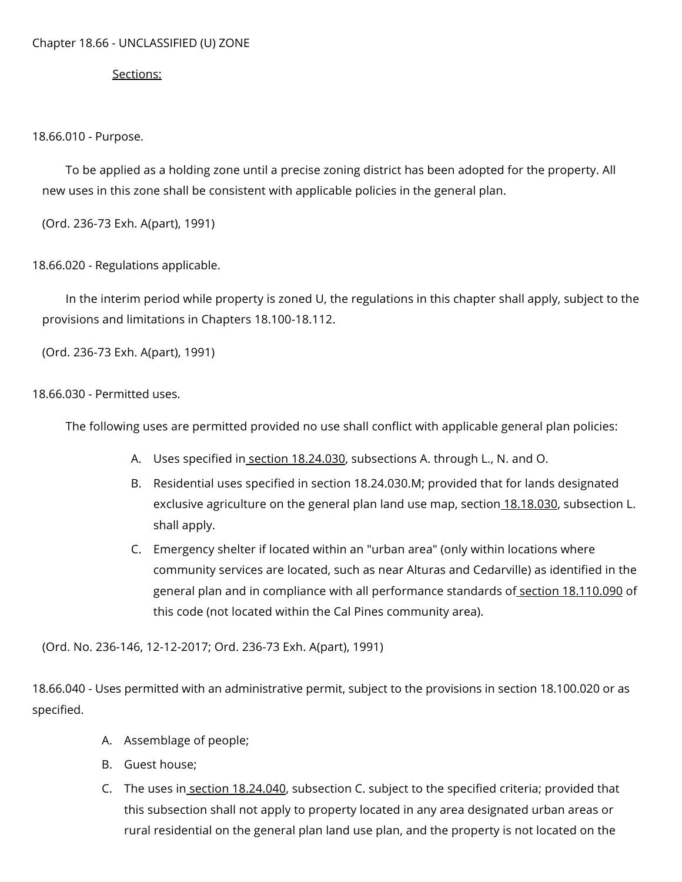# Chapter 18.66 - UNCLASSIFIED (U) ZONE

Sections:

## 18.66.010 - Purpose.

To be applied as a holding zone until a precise zoning district has been adopted for the property. All new uses in this zone shall be consistent with applicable policies in the general plan.

(Ord. 236-73 Exh. A(part), 1991)

## 18.66.020 - Regulations applicable.

In the interim period while property is zoned U, the regulations in this chapter shall apply, subject to the provisions and limitations in Chapters 18.100-18.112.

(Ord. 236-73 Exh. A(part), 1991)

## 18.66.030 - Permitted uses.

The following uses are permitted provided no use shall conflict with applicable general plan policies:

A. Uses specified in section 18.24.030, subsections A. through L., N. and O.

B. Residential uses specified in section 18.24.030.M; provided that for lands designated exclusive agriculture on the general plan land use map, section 18.18.030, subsection L. shall apply.

C. Emergency shelter if located within an "urban area" (only within locations where community services are located, such as near Alturas and Cedarville) as identified in the general plan and in compliance with all performance standards of section 18.110.090 of this code (not located within the Cal Pines community area).

(Ord. No. 236-146, 12-12-2017; Ord. 236-73 Exh. A(part), 1991)

## 18.66.040 - Uses permitted with an administrative permit, subject to the provisions in section 18.100.020 or as specified.

A. Assemblage of people;

B. Guest house;

C. The uses in section 18.24.040, subsection C. subject to the specified criteria; provided that this subsection shall not apply to property located in any area designated urban areas or rural residential on the general plan land use plan, and the property is not located on the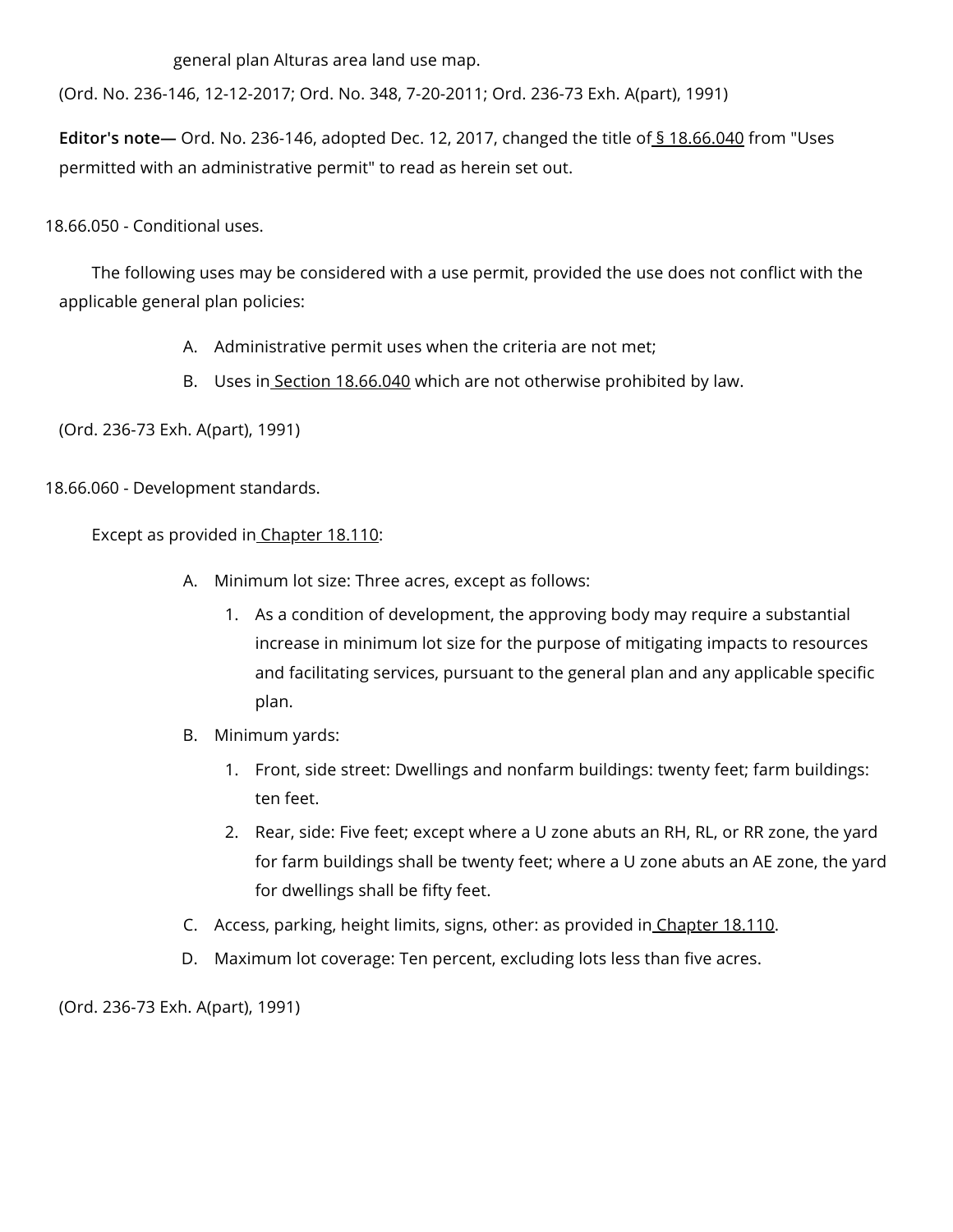general plan Alturas area land use map.

(Ord. No. 236-146, 12-12-2017; Ord. No. 348, 7-20-2011; Ord. 236-73 Exh. A(part), 1991)

**Editor's note—** Ord. No. 236-146, adopted Dec. 12, 2017, changed the title of § 18.66.040 from "Uses permitted with an administrative permit" to read as herein set out.

## 18.66.050 - Conditional uses.

The following uses may be considered with a use permit, provided the use does not conflict with the applicable general plan policies:

A. Administrative permit uses when the criteria are not met;

B. Uses in Section 18.66.040 which are not otherwise prohibited by law.

(Ord. 236-73 Exh. A(part), 1991)

## 18.66.060 - Development standards.

Except as provided in Chapter 18.110:

A. Minimum lot size: Three acres, except as follows:

   1. As a condition of development, the approving body may require a substantial increase in minimum lot size for the purpose of mitigating impacts to resources and facilitating services, pursuant to the general plan and any applicable specific plan.

B. Minimum yards:

   1. Front, side street: Dwellings and nonfarm buildings: twenty feet; farm buildings: ten feet.

   2. Rear, side: Five feet; except where a U zone abuts an RH, RL, or RR zone, the yard for farm buildings shall be twenty feet; where a U zone abuts an AE zone, the yard for dwellings shall be fifty feet.

C. Access, parking, height limits, signs, other: as provided in Chapter 18.110.

D. Maximum lot coverage: Ten percent, excluding lots less than five acres.

(Ord. 236-73 Exh. A(part), 1991)